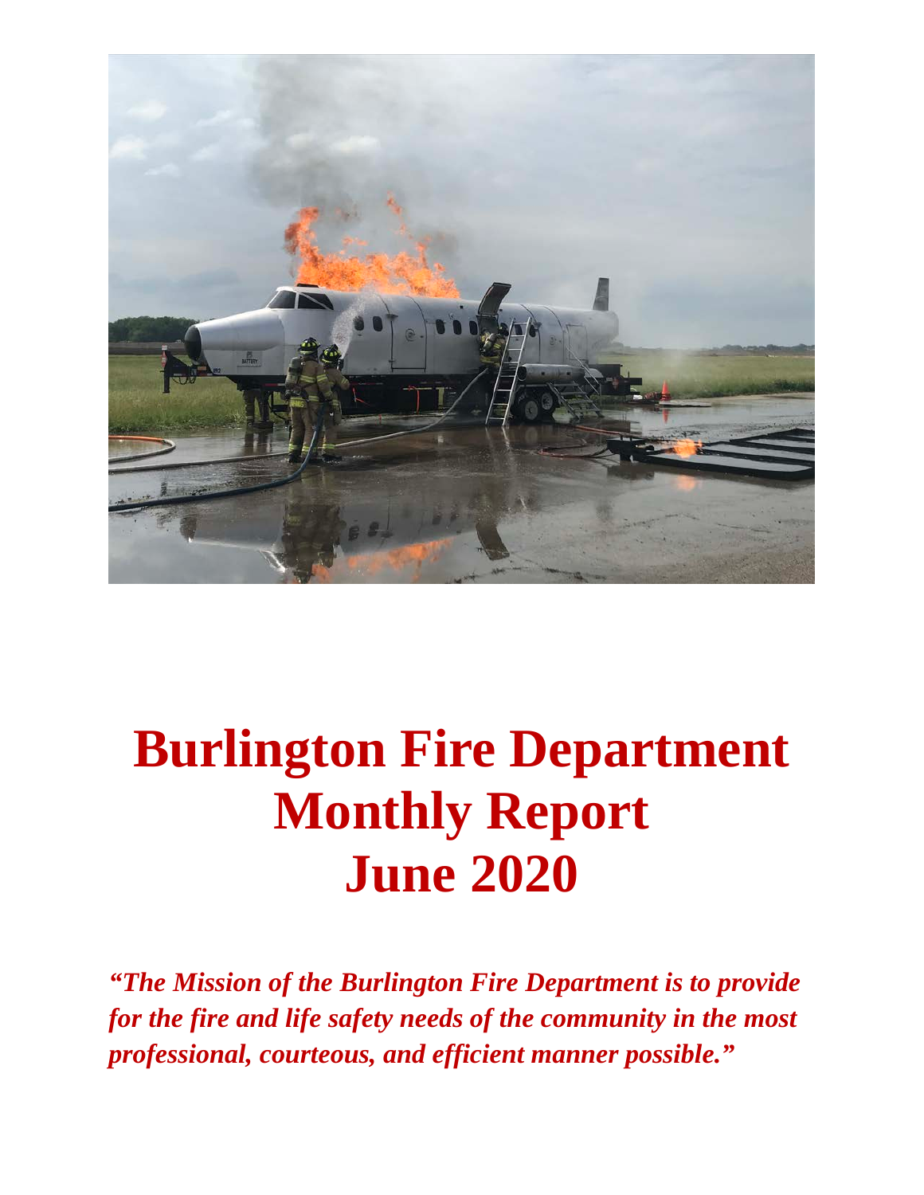# Burlington Fire Department Monthly Report June 2020

***"The Mission of the Burlington Fire Department is to provide for the fire and life safety needs of the community in the most professional, courteous, and efficient manner possible."***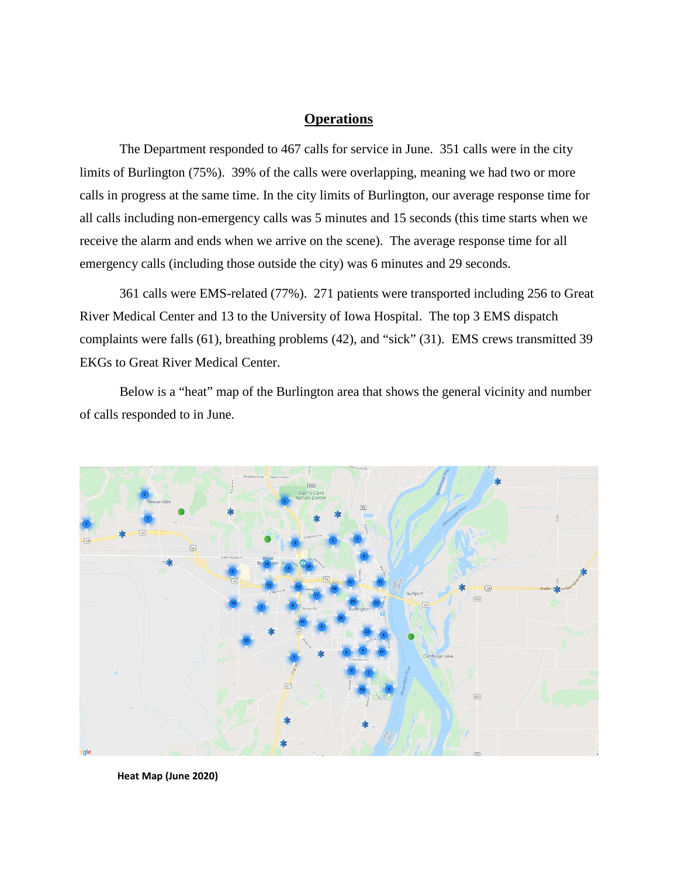## Operations

The Department responded to 467 calls for service in June. 351 calls were in the city limits of Burlington (75%). 39% of the calls were overlapping, meaning we had two or more calls in progress at the same time. In the city limits of Burlington, our average response time for all calls including non-emergency calls was 5 minutes and 15 seconds (this time starts when we receive the alarm and ends when we arrive on the scene). The average response time for all emergency calls (including those outside the city) was 6 minutes and 29 seconds.

361 calls were EMS-related (77%). 271 patients were transported including 256 to Great River Medical Center and 13 to the University of Iowa Hospital. The top 3 EMS dispatch complaints were falls (61), breathing problems (42), and "sick" (31). EMS crews transmitted 39 EKGs to Great River Medical Center.

Below is a "heat" map of the Burlington area that shows the general vicinity and number of calls responded to in June.

**Heat Map (June 2020)**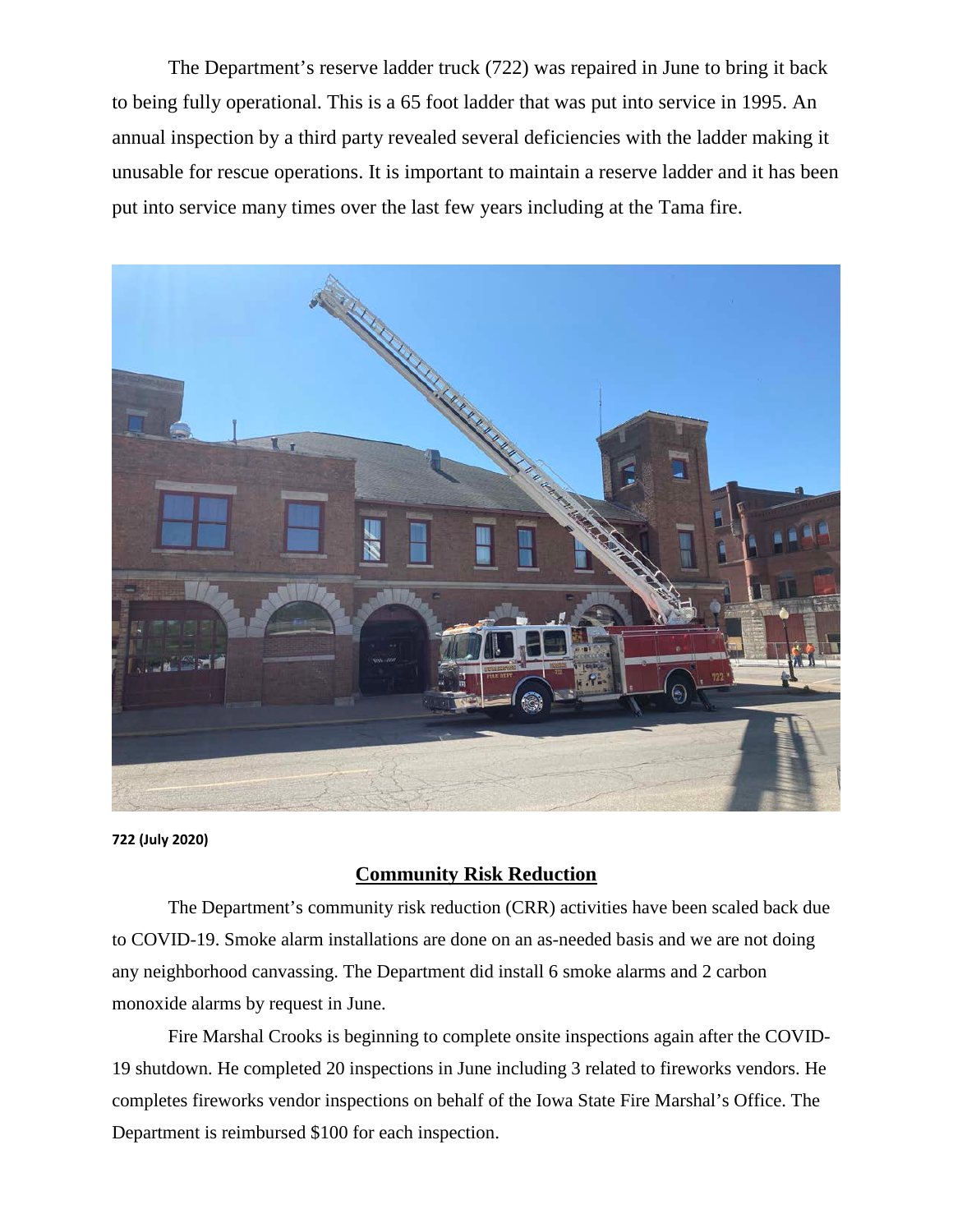The Department's reserve ladder truck (722) was repaired in June to bring it back to being fully operational. This is a 65 foot ladder that was put into service in 1995. An annual inspection by a third party revealed several deficiencies with the ladder making it unusable for rescue operations. It is important to maintain a reserve ladder and it has been put into service many times over the last few years including at the Tama fire.

**722 (July 2020)**

## Community Risk Reduction

The Department's community risk reduction (CRR) activities have been scaled back due to COVID-19. Smoke alarm installations are done on an as-needed basis and we are not doing any neighborhood canvassing. The Department did install 6 smoke alarms and 2 carbon monoxide alarms by request in June.

Fire Marshal Crooks is beginning to complete onsite inspections again after the COVID-19 shutdown. He completed 20 inspections in June including 3 related to fireworks vendors. He completes fireworks vendor inspections on behalf of the Iowa State Fire Marshal's Office. The Department is reimbursed $100 for each inspection.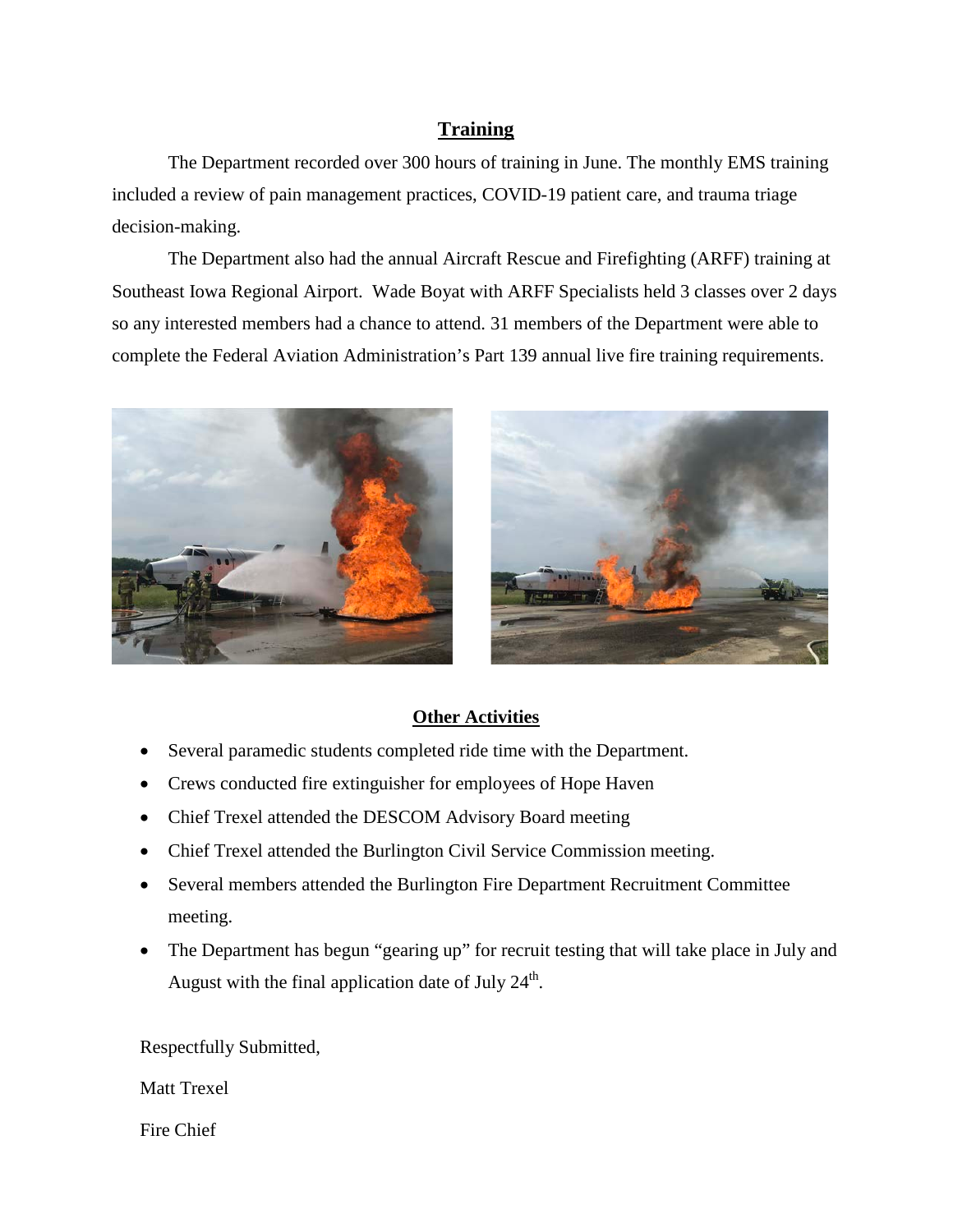## Training

The Department recorded over 300 hours of training in June. The monthly EMS training included a review of pain management practices, COVID-19 patient care, and trauma triage decision-making.

The Department also had the annual Aircraft Rescue and Firefighting (ARFF) training at Southeast Iowa Regional Airport. Wade Boyat with ARFF Specialists held 3 classes over 2 days so any interested members had a chance to attend. 31 members of the Department were able to complete the Federal Aviation Administration's Part 139 annual live fire training requirements.

## Other Activities

- Several paramedic students completed ride time with the Department.
- Crews conducted fire extinguisher for employees of Hope Haven
- Chief Trexel attended the DESCOM Advisory Board meeting
- Chief Trexel attended the Burlington Civil Service Commission meeting.
- Several members attended the Burlington Fire Department Recruitment Committee meeting.
- The Department has begun "gearing up" for recruit testing that will take place in July and August with the final application date of July 24th.

Respectfully Submitted,

Matt Trexel

Fire Chief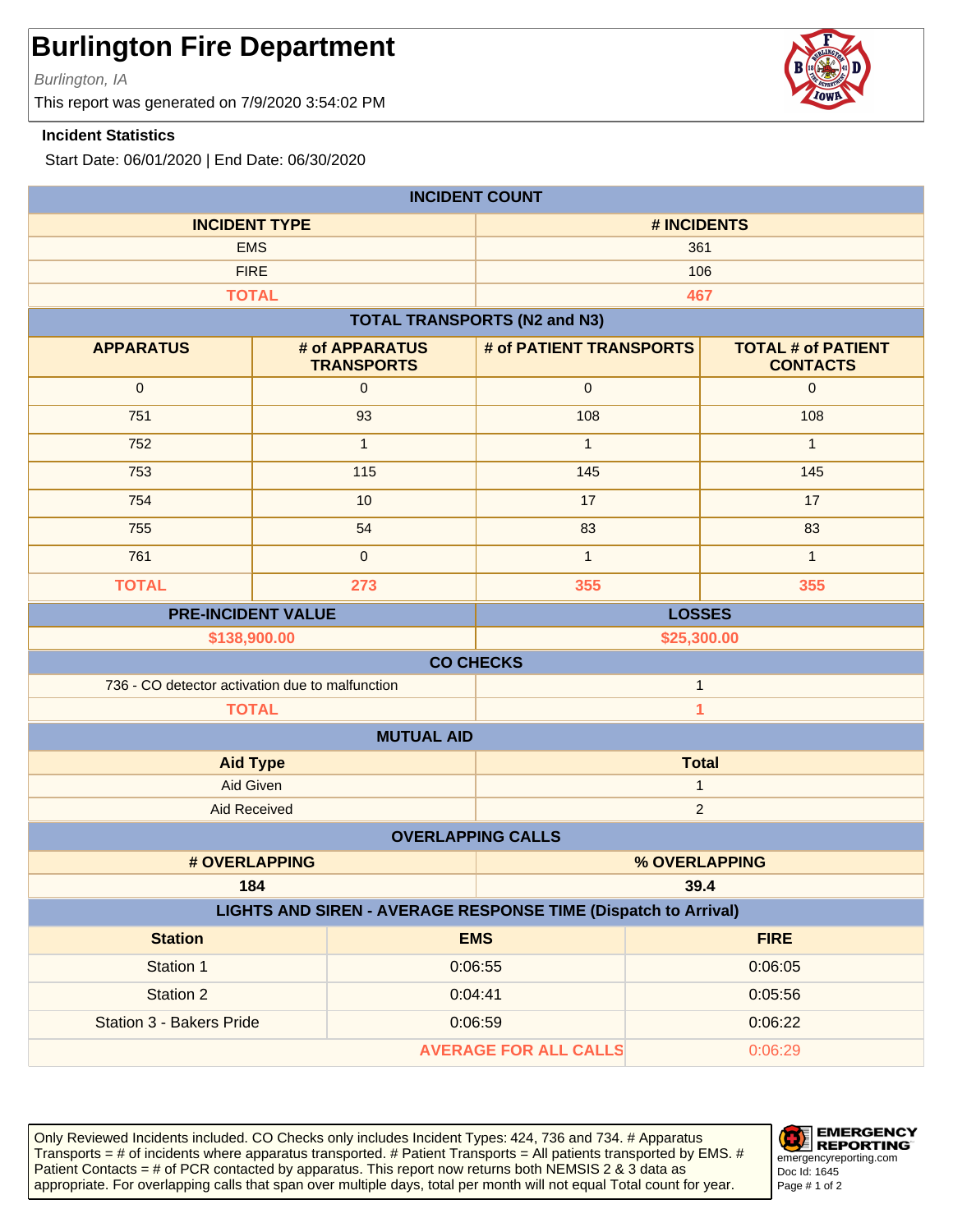# Burlington Fire Department

*Burlington, IA*

This report was generated on 7/9/2020 3:54:02 PM

**Incident Statistics**

Start Date: 06/01/2020 | End Date: 06/30/2020

| INCIDENT COUNT | |
|---|---|
| **INCIDENT TYPE** | **# INCIDENTS** |
| EMS | 361 |
| FIRE | 106 |
| **TOTAL** | **467** |

| TOTAL TRANSPORTS (N2 and N3) | | | |
|---|---|---|---|
| **APPARATUS** | **# of APPARATUS TRANSPORTS** | **# of PATIENT TRANSPORTS** | **TOTAL # of PATIENT CONTACTS** |
| 0 | 0 | 0 | 0 |
| 751 | 93 | 108 | 108 |
| 752 | 1 | 1 | 1 |
| 753 | 115 | 145 | 145 |
| 754 | 10 | 17 | 17 |
| 755 | 54 | 83 | 83 |
| 761 | 0 | 1 | 1 |
| **TOTAL** | **273** | **355** | **355** |

| PRE-INCIDENT VALUE | LOSSES |
|---|---|
| **$138,900.00** | **$25,300.00** |

| CO CHECKS | |
|---|---|
| 736 - CO detector activation due to malfunction | 1 |
| **TOTAL** | **1** |

| MUTUAL AID | |
|---|---|
| **Aid Type** | **Total** |
| Aid Given | 1 |
| Aid Received | 2 |

| OVERLAPPING CALLS | |
|---|---|
| **# OVERLAPPING** | **% OVERLAPPING** |
| **184** | **39.4** |

| LIGHTS AND SIREN - AVERAGE RESPONSE TIME (Dispatch to Arrival) | | |
|---|---|---|
| **Station** | **EMS** | **FIRE** |
| Station 1 | 0:06:55 | 0:06:05 |
| Station 2 | 0:04:41 | 0:05:56 |
| Station 3 - Bakers Pride | 0:06:59 | 0:06:22 |
| **AVERAGE FOR ALL CALLS** | | 0:06:29 |

Only Reviewed Incidents included. CO Checks only includes Incident Types: 424, 736 and 734. # Apparatus Transports = # of incidents where apparatus transported. # Patient Transports = All patients transported by EMS. # Patient Contacts = # of PCR contacted by apparatus. This report now returns both NEMSIS 2 & 3 data as appropriate. For overlapping calls that span over multiple days, total per month will not equal Total count for year.

EMERGENCY REPORTING
emergencyreporting.com
Doc Id: 1645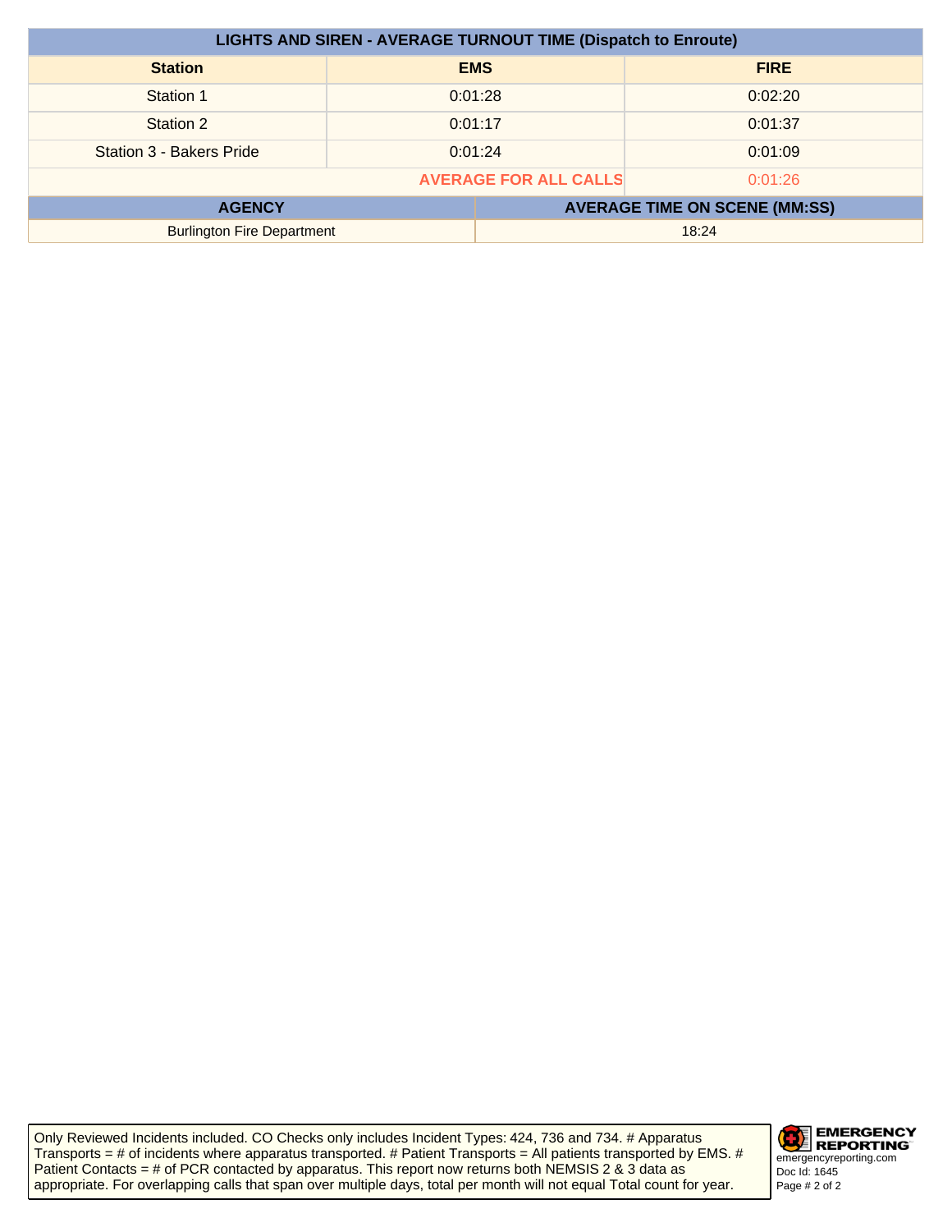| LIGHTS AND SIREN - AVERAGE TURNOUT TIME (Dispatch to Enroute) | | |
|---|---|---|
| **Station** | **EMS** | **FIRE** |
| Station 1 | 0:01:28 | 0:02:20 |
| Station 2 | 0:01:17 | 0:01:37 |
| Station 3 - Bakers Pride | 0:01:24 | 0:01:09 |
| | **AVERAGE FOR ALL CALLS** | 0:01:26 |

| AGENCY | AVERAGE TIME ON SCENE (MM:SS) |
|---|---|
| Burlington Fire Department | 18:24 |

Only Reviewed Incidents included. CO Checks only includes Incident Types: 424, 736 and 734. # Apparatus Transports = # of incidents where apparatus transported. # Patient Transports = All patients transported by EMS. # Patient Contacts = # of PCR contacted by apparatus. This report now returns both NEMSIS 2 & 3 data as appropriate. For overlapping calls that span over multiple days, total per month will not equal Total count for year.

EMERGENCY REPORTING
emergencyreporting.com
Doc Id: 1645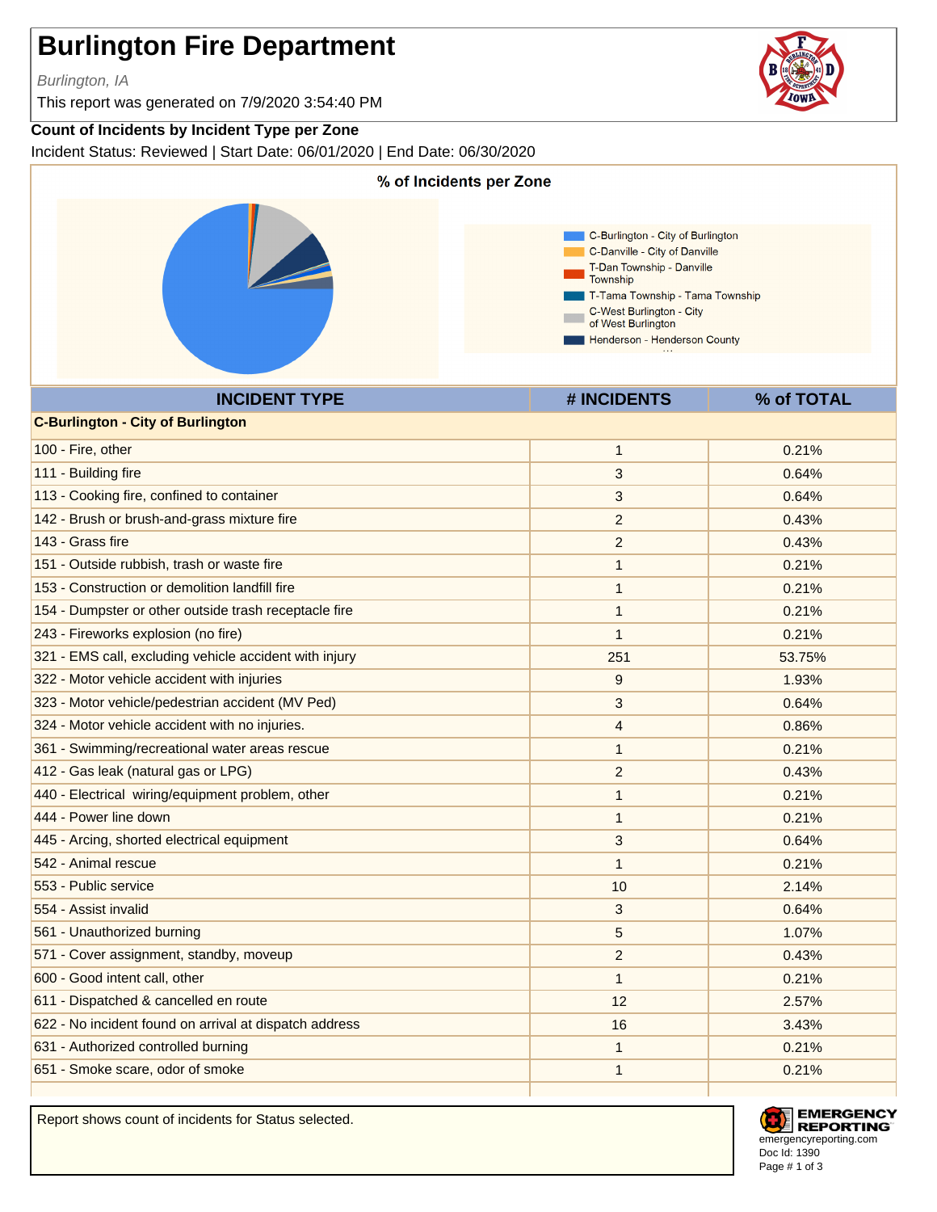# Burlington Fire Department

*Burlington, IA*

This report was generated on 7/9/2020 3:54:40 PM

**Count of Incidents by Incident Type per Zone**

Incident Status: Reviewed | Start Date: 06/01/2020 | End Date: 06/30/2020

**% of Incidents per Zone**

- C-Burlington - City of Burlington
- C-Danville - City of Danville
- T-Dan Township - Danville Township
- T-Tama Township - Tama Township
- C-West Burlington - City of West Burlington
- Henderson - Henderson County

| INCIDENT TYPE | # INCIDENTS | % of TOTAL |
|---|---|---|
| **C-Burlington - City of Burlington** | | |
| 100 - Fire, other | 1 | 0.21% |
| 111 - Building fire | 3 | 0.64% |
| 113 - Cooking fire, confined to container | 3 | 0.64% |
| 142 - Brush or brush-and-grass mixture fire | 2 | 0.43% |
| 143 - Grass fire | 2 | 0.43% |
| 151 - Outside rubbish, trash or waste fire | 1 | 0.21% |
| 153 - Construction or demolition landfill fire | 1 | 0.21% |
| 154 - Dumpster or other outside trash receptacle fire | 1 | 0.21% |
| 243 - Fireworks explosion (no fire) | 1 | 0.21% |
| 321 - EMS call, excluding vehicle accident with injury | 251 | 53.75% |
| 322 - Motor vehicle accident with injuries | 9 | 1.93% |
| 323 - Motor vehicle/pedestrian accident (MV Ped) | 3 | 0.64% |
| 324 - Motor vehicle accident with no injuries. | 4 | 0.86% |
| 361 - Swimming/recreational water areas rescue | 1 | 0.21% |
| 412 - Gas leak (natural gas or LPG) | 2 | 0.43% |
| 440 - Electrical wiring/equipment problem, other | 1 | 0.21% |
| 444 - Power line down | 1 | 0.21% |
| 445 - Arcing, shorted electrical equipment | 3 | 0.64% |
| 542 - Animal rescue | 1 | 0.21% |
| 553 - Public service | 10 | 2.14% |
| 554 - Assist invalid | 3 | 0.64% |
| 561 - Unauthorized burning | 5 | 1.07% |
| 571 - Cover assignment, standby, moveup | 2 | 0.43% |
| 600 - Good intent call, other | 1 | 0.21% |
| 611 - Dispatched & cancelled en route | 12 | 2.57% |
| 622 - No incident found on arrival at dispatch address | 16 | 3.43% |
| 631 - Authorized controlled burning | 1 | 0.21% |
| 651 - Smoke scare, odor of smoke | 1 | 0.21% |

Report shows count of incidents for Status selected.

EMERGENCY REPORTING
emergencyreporting.com
Doc Id: 1390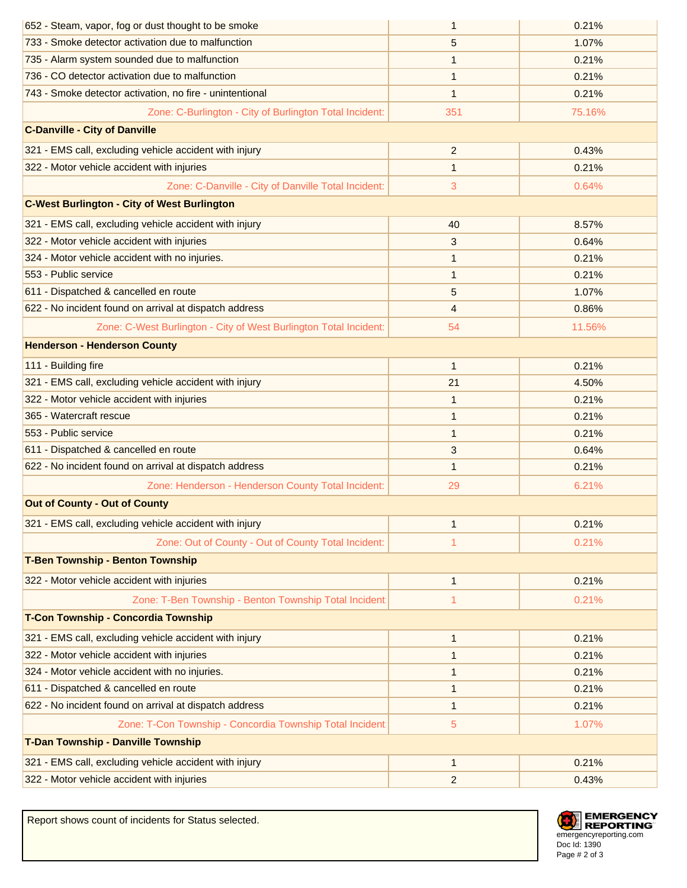| | | |
|---|---|---|
| 652 - Steam, vapor, fog or dust thought to be smoke | 1 | 0.21% |
| 733 - Smoke detector activation due to malfunction | 5 | 1.07% |
| 735 - Alarm system sounded due to malfunction | 1 | 0.21% |
| 736 - CO detector activation due to malfunction | 1 | 0.21% |
| 743 - Smoke detector activation, no fire - unintentional | 1 | 0.21% |
| Zone: C-Burlington - City of Burlington Total Incident: | 351 | 75.16% |
| **C-Danville - City of Danville** | | |
| 321 - EMS call, excluding vehicle accident with injury | 2 | 0.43% |
| 322 - Motor vehicle accident with injuries | 1 | 0.21% |
| Zone: C-Danville - City of Danville Total Incident: | 3 | 0.64% |
| **C-West Burlington - City of West Burlington** | | |
| 321 - EMS call, excluding vehicle accident with injury | 40 | 8.57% |
| 322 - Motor vehicle accident with injuries | 3 | 0.64% |
| 324 - Motor vehicle accident with no injuries. | 1 | 0.21% |
| 553 - Public service | 1 | 0.21% |
| 611 - Dispatched & cancelled en route | 5 | 1.07% |
| 622 - No incident found on arrival at dispatch address | 4 | 0.86% |
| Zone: C-West Burlington - City of West Burlington Total Incident: | 54 | 11.56% |
| **Henderson - Henderson County** | | |
| 111 - Building fire | 1 | 0.21% |
| 321 - EMS call, excluding vehicle accident with injury | 21 | 4.50% |
| 322 - Motor vehicle accident with injuries | 1 | 0.21% |
| 365 - Watercraft rescue | 1 | 0.21% |
| 553 - Public service | 1 | 0.21% |
| 611 - Dispatched & cancelled en route | 3 | 0.64% |
| 622 - No incident found on arrival at dispatch address | 1 | 0.21% |
| Zone: Henderson - Henderson County Total Incident: | 29 | 6.21% |
| **Out of County - Out of County** | | |
| 321 - EMS call, excluding vehicle accident with injury | 1 | 0.21% |
| Zone: Out of County - Out of County Total Incident: | 1 | 0.21% |
| **T-Ben Township - Benton Township** | | |
| 322 - Motor vehicle accident with injuries | 1 | 0.21% |
| Zone: T-Ben Township - Benton Township Total Incident | 1 | 0.21% |
| **T-Con Township - Concordia Township** | | |
| 321 - EMS call, excluding vehicle accident with injury | 1 | 0.21% |
| 322 - Motor vehicle accident with injuries | 1 | 0.21% |
| 324 - Motor vehicle accident with no injuries. | 1 | 0.21% |
| 611 - Dispatched & cancelled en route | 1 | 0.21% |
| 622 - No incident found on arrival at dispatch address | 1 | 0.21% |
| Zone: T-Con Township - Concordia Township Total Incident | 5 | 1.07% |
| **T-Dan Township - Danville Township** | | |
| 321 - EMS call, excluding vehicle accident with injury | 1 | 0.21% |
| 322 - Motor vehicle accident with injuries | 2 | 0.43% |

Report shows count of incidents for Status selected.

EMERGENCY REPORTING
emergencyreporting.com
Doc Id: 1390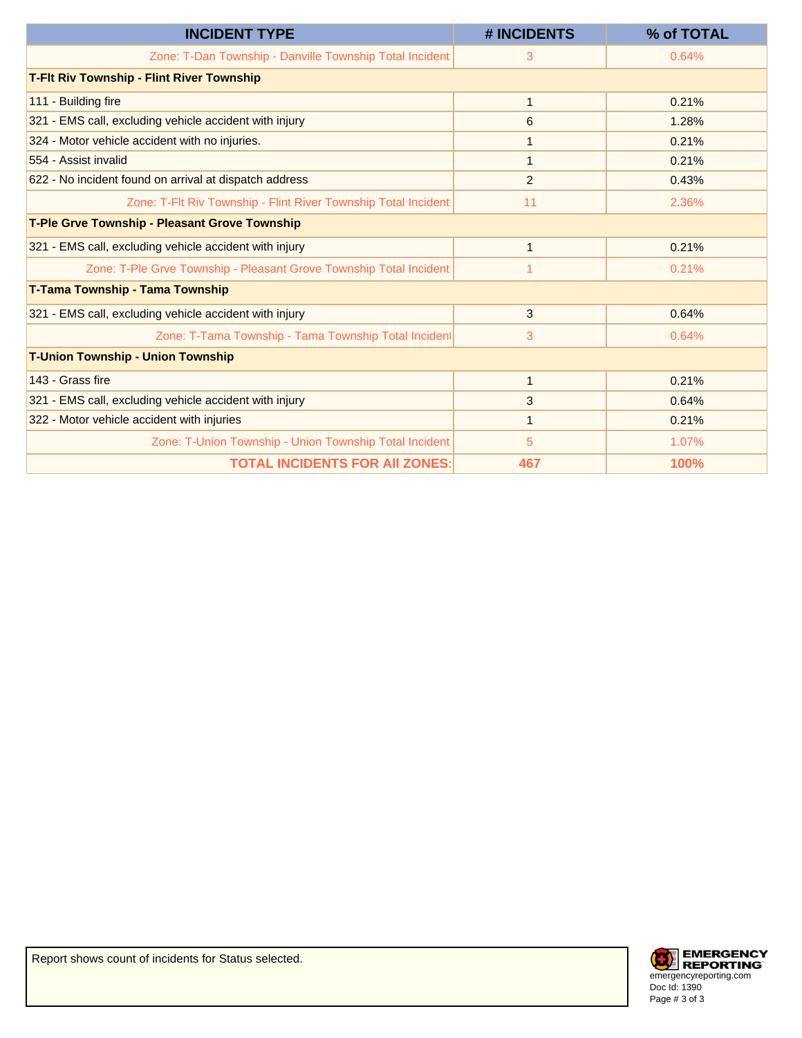| INCIDENT TYPE | # INCIDENTS | % of TOTAL |
| --- | --- | --- |
| Zone: T-Dan Township - Danville Township Total Incident | 3 | 0.64% |
| **T-Flt Riv Township - Flint River Township** | | |
| 111 - Building fire | 1 | 0.21% |
| 321 - EMS call, excluding vehicle accident with injury | 6 | 1.28% |
| 324 - Motor vehicle accident with no injuries. | 1 | 0.21% |
| 554 - Assist invalid | 1 | 0.21% |
| 622 - No incident found on arrival at dispatch address | 2 | 0.43% |
| Zone: T-Flt Riv Township - Flint River Township Total Incident | 11 | 2.36% |
| **T-Ple Grve Township - Pleasant Grove Township** | | |
| 321 - EMS call, excluding vehicle accident with injury | 1 | 0.21% |
| Zone: T-Ple Grve Township - Pleasant Grove Township Total Incident | 1 | 0.21% |
| **T-Tama Township - Tama Township** | | |
| 321 - EMS call, excluding vehicle accident with injury | 3 | 0.64% |
| Zone: T-Tama Township - Tama Township Total Incident | 3 | 0.64% |
| **T-Union Township - Union Township** | | |
| 143 - Grass fire | 1 | 0.21% |
| 321 - EMS call, excluding vehicle accident with injury | 3 | 0.64% |
| 322 - Motor vehicle accident with injuries | 1 | 0.21% |
| Zone: T-Union Township - Union Township Total Incident | 5 | 1.07% |
| **TOTAL INCIDENTS FOR All ZONES:** | **467** | **100%** |

Report shows count of incidents for Status selected.

EMERGENCY REPORTING
emergencyreporting.com
Doc Id: 1390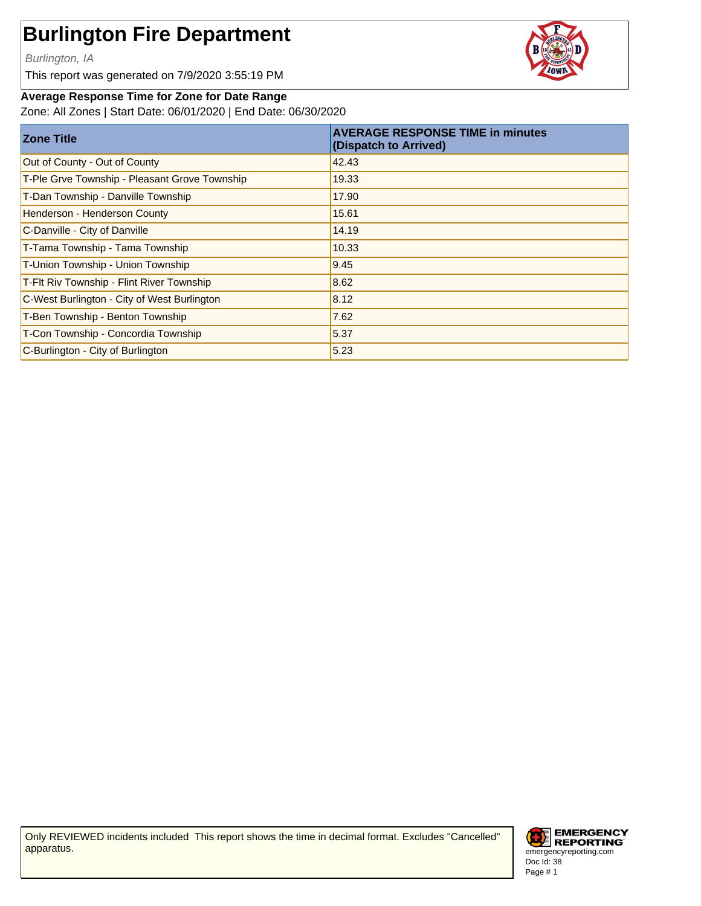# Burlington Fire Department

*Burlington, IA*

This report was generated on 7/9/2020 3:55:19 PM

**Average Response Time for Zone for Date Range**

Zone: All Zones | Start Date: 06/01/2020 | End Date: 06/30/2020

| Zone Title | AVERAGE RESPONSE TIME in minutes (Dispatch to Arrived) |
|---|---|
| Out of County - Out of County | 42.43 |
| T-Ple Grve Township - Pleasant Grove Township | 19.33 |
| T-Dan Township - Danville Township | 17.90 |
| Henderson - Henderson County | 15.61 |
| C-Danville - City of Danville | 14.19 |
| T-Tama Township - Tama Township | 10.33 |
| T-Union Township - Union Township | 9.45 |
| T-Flt Riv Township - Flint River Township | 8.62 |
| C-West Burlington - City of West Burlington | 8.12 |
| T-Ben Township - Benton Township | 7.62 |
| T-Con Township - Concordia Township | 5.37 |
| C-Burlington - City of Burlington | 5.23 |

Only REVIEWED incidents included  This report shows the time in decimal format. Excludes "Cancelled" apparatus.

EMERGENCY REPORTING
emergencyreporting.com
Doc Id: 38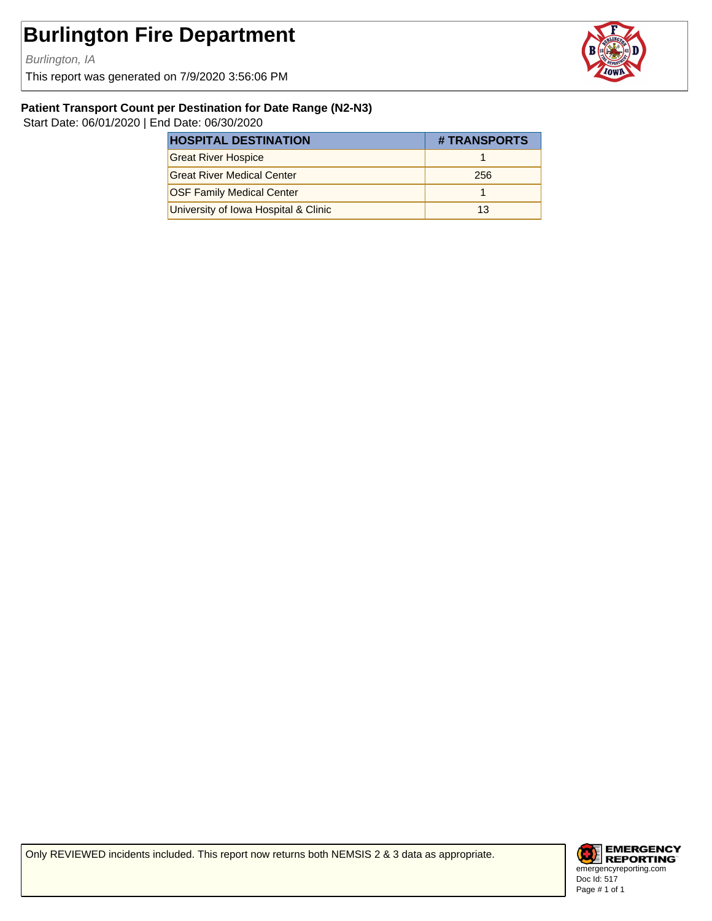# Burlington Fire Department

*Burlington, IA*

This report was generated on 7/9/2020 3:56:06 PM

### Patient Transport Count per Destination for Date Range (N2-N3)

Start Date: 06/01/2020 | End Date: 06/30/2020

| HOSPITAL DESTINATION | # TRANSPORTS |
|---|---|
| Great River Hospice | 1 |
| Great River Medical Center | 256 |
| OSF Family Medical Center | 1 |
| University of Iowa Hospital & Clinic | 13 |

Only REVIEWED incidents included. This report now returns both NEMSIS 2 & 3 data as appropriate.

EMERGENCY REPORTING
emergencyreporting.com
Doc Id: 517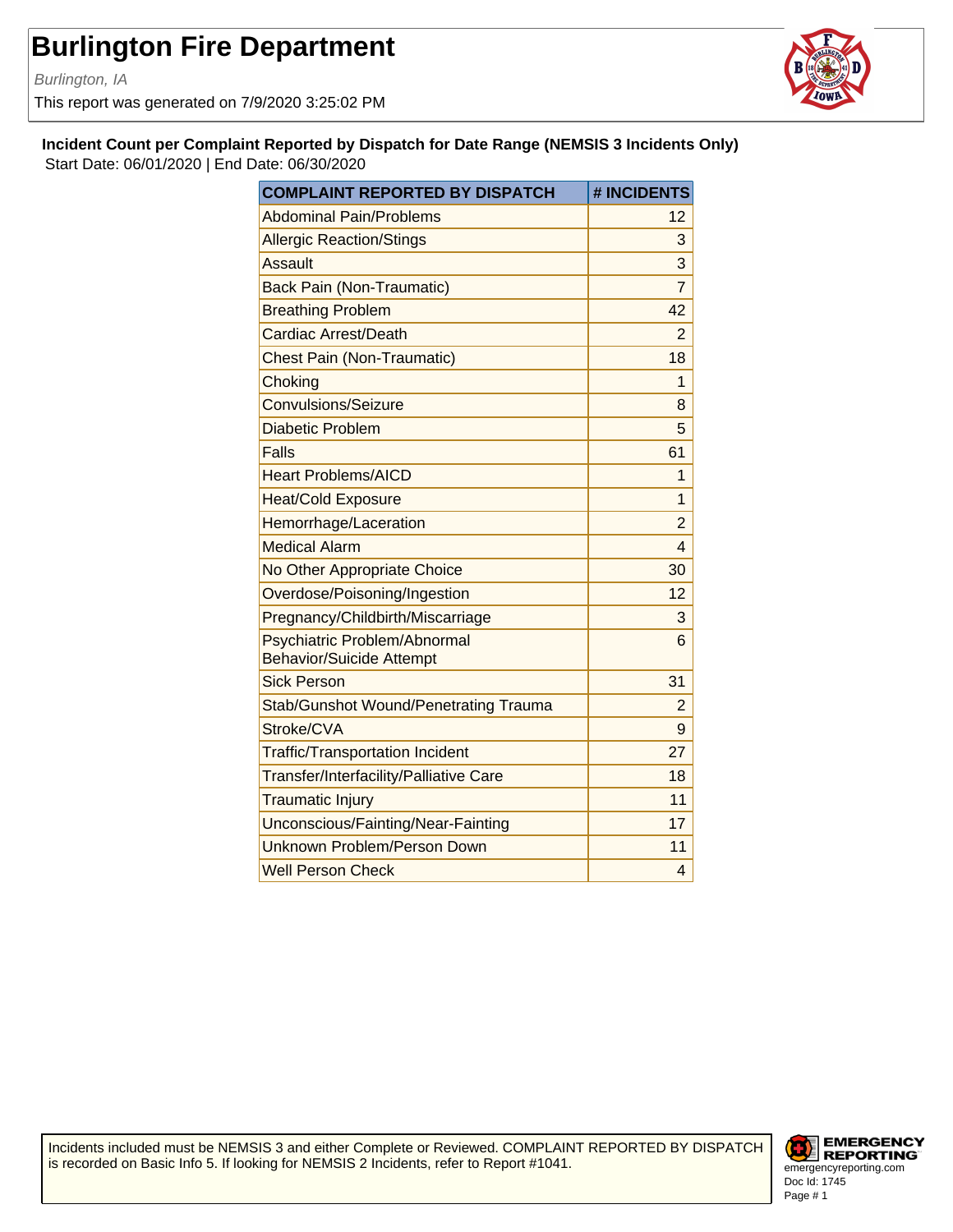# Burlington Fire Department

*Burlington, IA*

This report was generated on 7/9/2020 3:25:02 PM

**Incident Count per Complaint Reported by Dispatch for Date Range (NEMSIS 3 Incidents Only)**

Start Date: 06/01/2020 | End Date: 06/30/2020

| COMPLAINT REPORTED BY DISPATCH | # INCIDENTS |
|---|---|
| Abdominal Pain/Problems | 12 |
| Allergic Reaction/Stings | 3 |
| Assault | 3 |
| Back Pain (Non-Traumatic) | 7 |
| Breathing Problem | 42 |
| Cardiac Arrest/Death | 2 |
| Chest Pain (Non-Traumatic) | 18 |
| Choking | 1 |
| Convulsions/Seizure | 8 |
| Diabetic Problem | 5 |
| Falls | 61 |
| Heart Problems/AICD | 1 |
| Heat/Cold Exposure | 1 |
| Hemorrhage/Laceration | 2 |
| Medical Alarm | 4 |
| No Other Appropriate Choice | 30 |
| Overdose/Poisoning/Ingestion | 12 |
| Pregnancy/Childbirth/Miscarriage | 3 |
| Psychiatric Problem/Abnormal Behavior/Suicide Attempt | 6 |
| Sick Person | 31 |
| Stab/Gunshot Wound/Penetrating Trauma | 2 |
| Stroke/CVA | 9 |
| Traffic/Transportation Incident | 27 |
| Transfer/Interfacility/Palliative Care | 18 |
| Traumatic Injury | 11 |
| Unconscious/Fainting/Near-Fainting | 17 |
| Unknown Problem/Person Down | 11 |
| Well Person Check | 4 |

Incidents included must be NEMSIS 3 and either Complete or Reviewed. COMPLAINT REPORTED BY DISPATCH is recorded on Basic Info 5. If looking for NEMSIS 2 Incidents, refer to Report #1041.

EMERGENCY REPORTING
emergencyreporting.com
Doc Id: 1745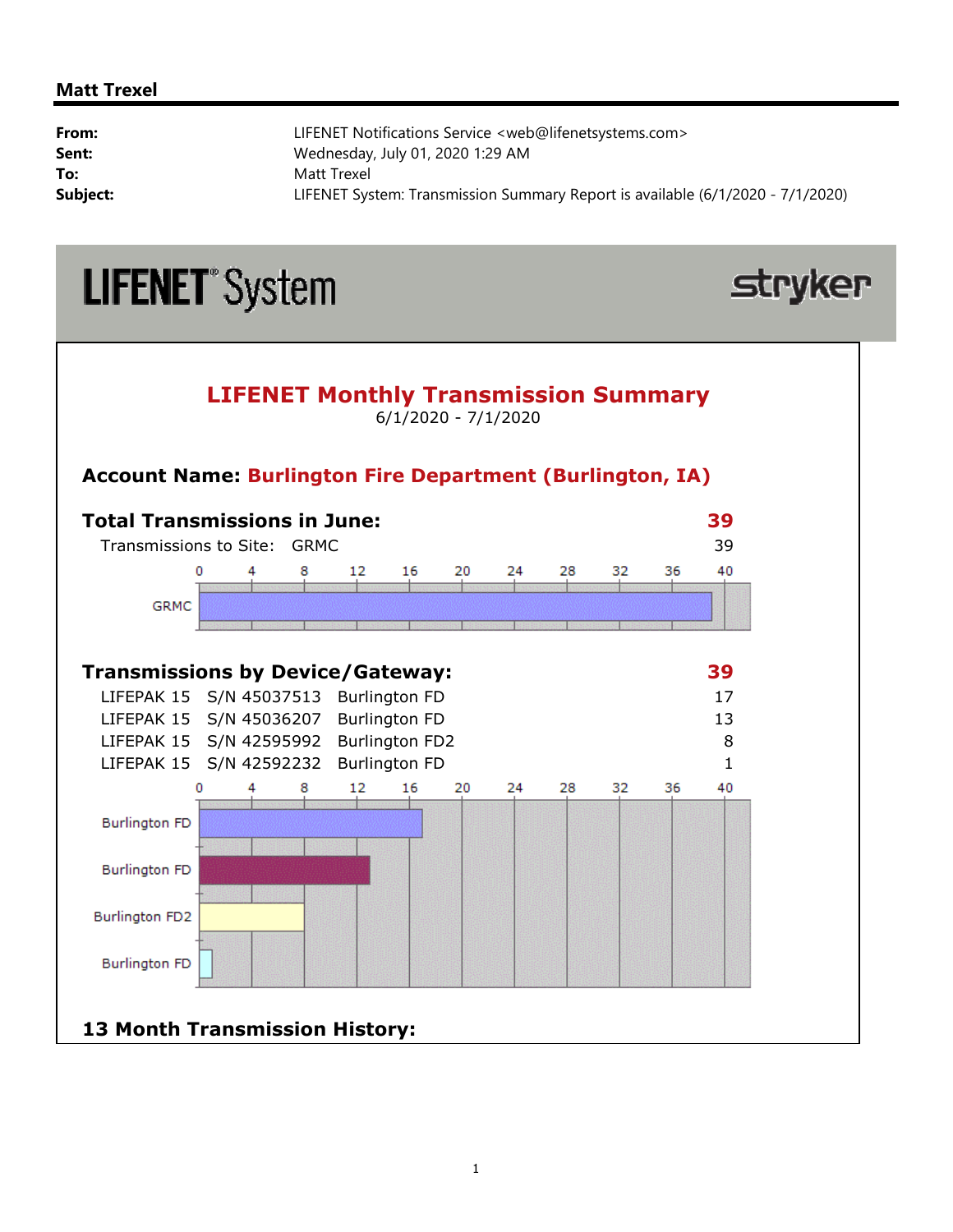**Matt Trexel**

| | |
|---|---|
| **From:** | LIFENET Notifications Service <web@lifenetsystems.com> |
| **Sent:** | Wednesday, July 01, 2020 1:29 AM |
| **To:** | Matt Trexel |
| **Subject:** | LIFENET System: Transmission Summary Report is available (6/1/2020 - 7/1/2020) |

LIFENET® System — stryker

# LIFENET Monthly Transmission Summary

6/1/2020 - 7/1/2020

## Account Name: Burlington Fire Department (Burlington, IA)

### Total Transmissions in June: 39

| Transmissions to Site: | GRMC | 39 |
|---|---|---|

### Transmissions by Device/Gateway: 39

| Device | S/N | Gateway | Count |
|---|---|---|---|
| LIFEPAK 15 | S/N 45037513 | Burlington FD | 17 |
| LIFEPAK 15 | S/N 45036207 | Burlington FD | 13 |
| LIFEPAK 15 | S/N 42595992 | Burlington FD2 | 8 |
| LIFEPAK 15 | S/N 42592232 | Burlington FD | 1 |

### 13 Month Transmission History: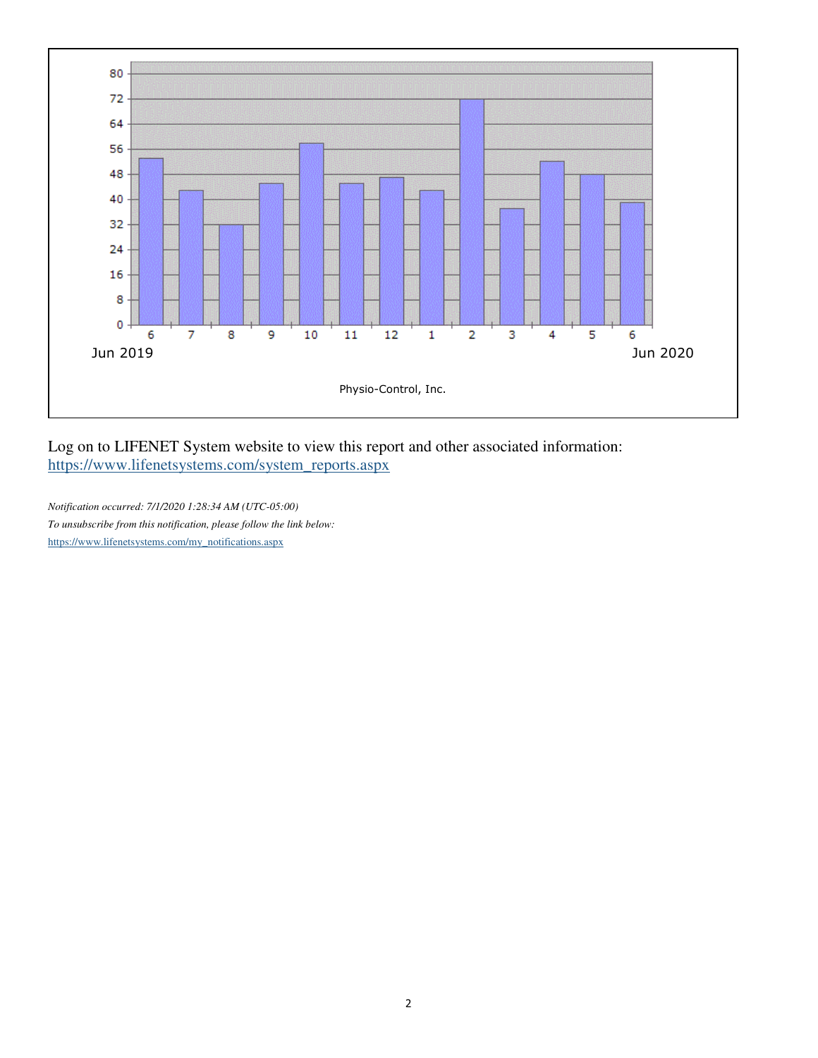80
72
64
56
48
40
32
24
16
8
0

6 7 8 9 10 11 12 1 2 3 4 5 6

Jun 2019

Jun 2020

Physio-Control, Inc.

Log on to LIFENET System website to view this report and other associated information: https://www.lifenetsystems.com/system_reports.aspx

*Notification occurred: 7/1/2020 1:28:34 AM (UTC-05:00)*

*To unsubscribe from this notification, please follow the link below:*

https://www.lifenetsystems.com/my_notifications.aspx